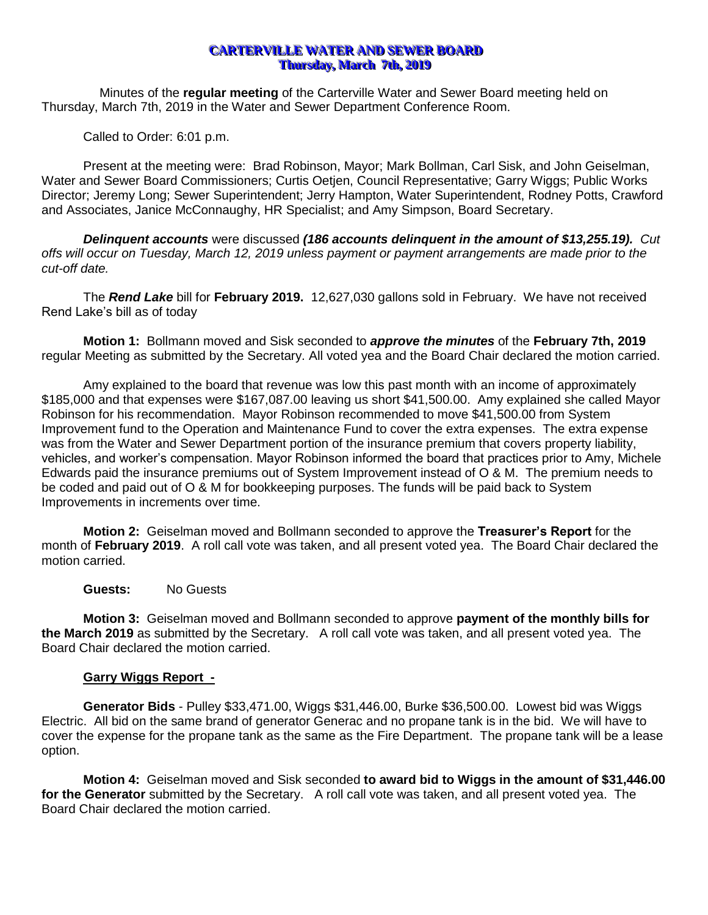# CARTERVILLE WATER AND SEWER BOARD

## Thursday, March 7th, 2019

Minutes of the **regular meeting** of the Carterville Water and Sewer Board meeting held on Thursday, March 7th, 2019 in the Water and Sewer Department Conference Room.

Called to Order: 6:01 p.m.

Present at the meeting were: Brad Robinson, Mayor; Mark Bollman, Carl Sisk, and John Geiselman, Water and Sewer Board Commissioners; Curtis Oetjen, Council Representative; Garry Wiggs; Public Works Director; Jeremy Long; Sewer Superintendent; Jerry Hampton, Water Superintendent, Rodney Potts, Crawford and Associates, Janice McConnaughy, HR Specialist; and Amy Simpson, Board Secretary.

***Delinquent accounts*** were discussed ***(186 accounts delinquent in the amount of $13,255.19).*** *Cut offs will occur on Tuesday, March 12, 2019 unless payment or payment arrangements are made prior to the cut-off date.*

The ***Rend Lake*** bill for **February 2019.** 12,627,030 gallons sold in February. We have not received Rend Lake's bill as of today

**Motion 1:** Bollmann moved and Sisk seconded to ***approve the minutes*** of the **February 7th, 2019** regular Meeting as submitted by the Secretary. All voted yea and the Board Chair declared the motion carried.

Amy explained to the board that revenue was low this past month with an income of approximately $185,000 and that expenses were $167,087.00 leaving us short $41,500.00. Amy explained she called Mayor Robinson for his recommendation. Mayor Robinson recommended to move $41,500.00 from System Improvement fund to the Operation and Maintenance Fund to cover the extra expenses. The extra expense was from the Water and Sewer Department portion of the insurance premium that covers property liability, vehicles, and worker's compensation. Mayor Robinson informed the board that practices prior to Amy, Michele Edwards paid the insurance premiums out of System Improvement instead of O & M. The premium needs to be coded and paid out of O & M for bookkeeping purposes. The funds will be paid back to System Improvements in increments over time.

**Motion 2:** Geiselman moved and Bollmann seconded to approve the **Treasurer's Report** for the month of **February 2019**. A roll call vote was taken, and all present voted yea. The Board Chair declared the motion carried.

**Guests:** No Guests

**Motion 3:** Geiselman moved and Bollmann seconded to approve **payment of the monthly bills for the March 2019** as submitted by the Secretary. A roll call vote was taken, and all present voted yea. The Board Chair declared the motion carried.

**Garry Wiggs Report -**

**Generator Bids** - Pulley $33,471.00, Wiggs $31,446.00, Burke $36,500.00. Lowest bid was Wiggs Electric. All bid on the same brand of generator Generac and no propane tank is in the bid. We will have to cover the expense for the propane tank as the same as the Fire Department. The propane tank will be a lease option.

**Motion 4:** Geiselman moved and Sisk seconded **to award bid to Wiggs in the amount of $31,446.00 for the Generator** submitted by the Secretary. A roll call vote was taken, and all present voted yea. The Board Chair declared the motion carried.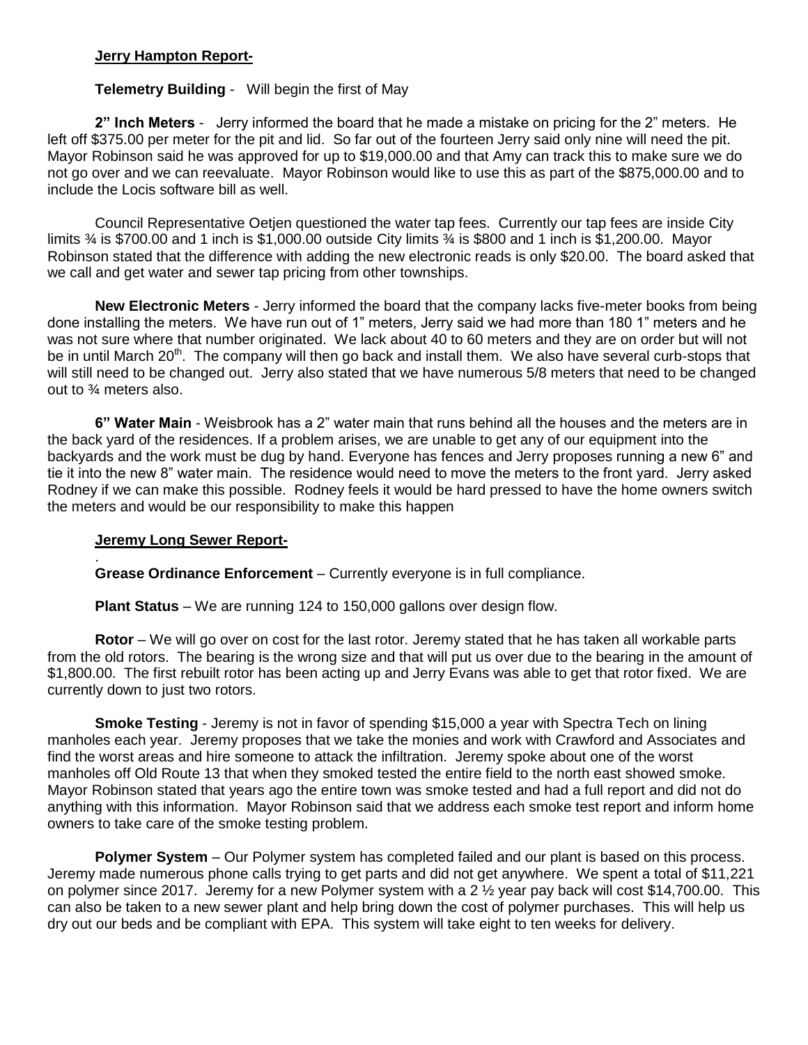**Jerry Hampton Report-**

**Telemetry Building** - Will begin the first of May

**2" Inch Meters** - Jerry informed the board that he made a mistake on pricing for the 2" meters. He left off $375.00 per meter for the pit and lid. So far out of the fourteen Jerry said only nine will need the pit. Mayor Robinson said he was approved for up to $19,000.00 and that Amy can track this to make sure we do not go over and we can reevaluate. Mayor Robinson would like to use this as part of the $875,000.00 and to include the Locis software bill as well.

Council Representative Oetjen questioned the water tap fees. Currently our tap fees are inside City limits ¾ is $700.00 and 1 inch is $1,000.00 outside City limits ¾ is $800 and 1 inch is $1,200.00. Mayor Robinson stated that the difference with adding the new electronic reads is only $20.00. The board asked that we call and get water and sewer tap pricing from other townships.

**New Electronic Meters** - Jerry informed the board that the company lacks five-meter books from being done installing the meters. We have run out of 1" meters, Jerry said we had more than 180 1" meters and he was not sure where that number originated. We lack about 40 to 60 meters and they are on order but will not be in until March 20th. The company will then go back and install them. We also have several curb-stops that will still need to be changed out. Jerry also stated that we have numerous 5/8 meters that need to be changed out to ¾ meters also.

**6" Water Main** - Weisbrook has a 2" water main that runs behind all the houses and the meters are in the back yard of the residences. If a problem arises, we are unable to get any of our equipment into the backyards and the work must be dug by hand. Everyone has fences and Jerry proposes running a new 6" and tie it into the new 8" water main. The residence would need to move the meters to the front yard. Jerry asked Rodney if we can make this possible. Rodney feels it would be hard pressed to have the home owners switch the meters and would be our responsibility to make this happen

**Jeremy Long Sewer Report-**

.

**Grease Ordinance Enforcement** – Currently everyone is in full compliance.

**Plant Status** – We are running 124 to 150,000 gallons over design flow.

**Rotor** – We will go over on cost for the last rotor. Jeremy stated that he has taken all workable parts from the old rotors. The bearing is the wrong size and that will put us over due to the bearing in the amount of $1,800.00. The first rebuilt rotor has been acting up and Jerry Evans was able to get that rotor fixed. We are currently down to just two rotors.

**Smoke Testing** - Jeremy is not in favor of spending $15,000 a year with Spectra Tech on lining manholes each year. Jeremy proposes that we take the monies and work with Crawford and Associates and find the worst areas and hire someone to attack the infiltration. Jeremy spoke about one of the worst manholes off Old Route 13 that when they smoked tested the entire field to the north east showed smoke. Mayor Robinson stated that years ago the entire town was smoke tested and had a full report and did not do anything with this information. Mayor Robinson said that we address each smoke test report and inform home owners to take care of the smoke testing problem.

**Polymer System** – Our Polymer system has completed failed and our plant is based on this process. Jeremy made numerous phone calls trying to get parts and did not get anywhere. We spent a total of $11,221 on polymer since 2017. Jeremy for a new Polymer system with a 2 ½ year pay back will cost $14,700.00. This can also be taken to a new sewer plant and help bring down the cost of polymer purchases. This will help us dry out our beds and be compliant with EPA. This system will take eight to ten weeks for delivery.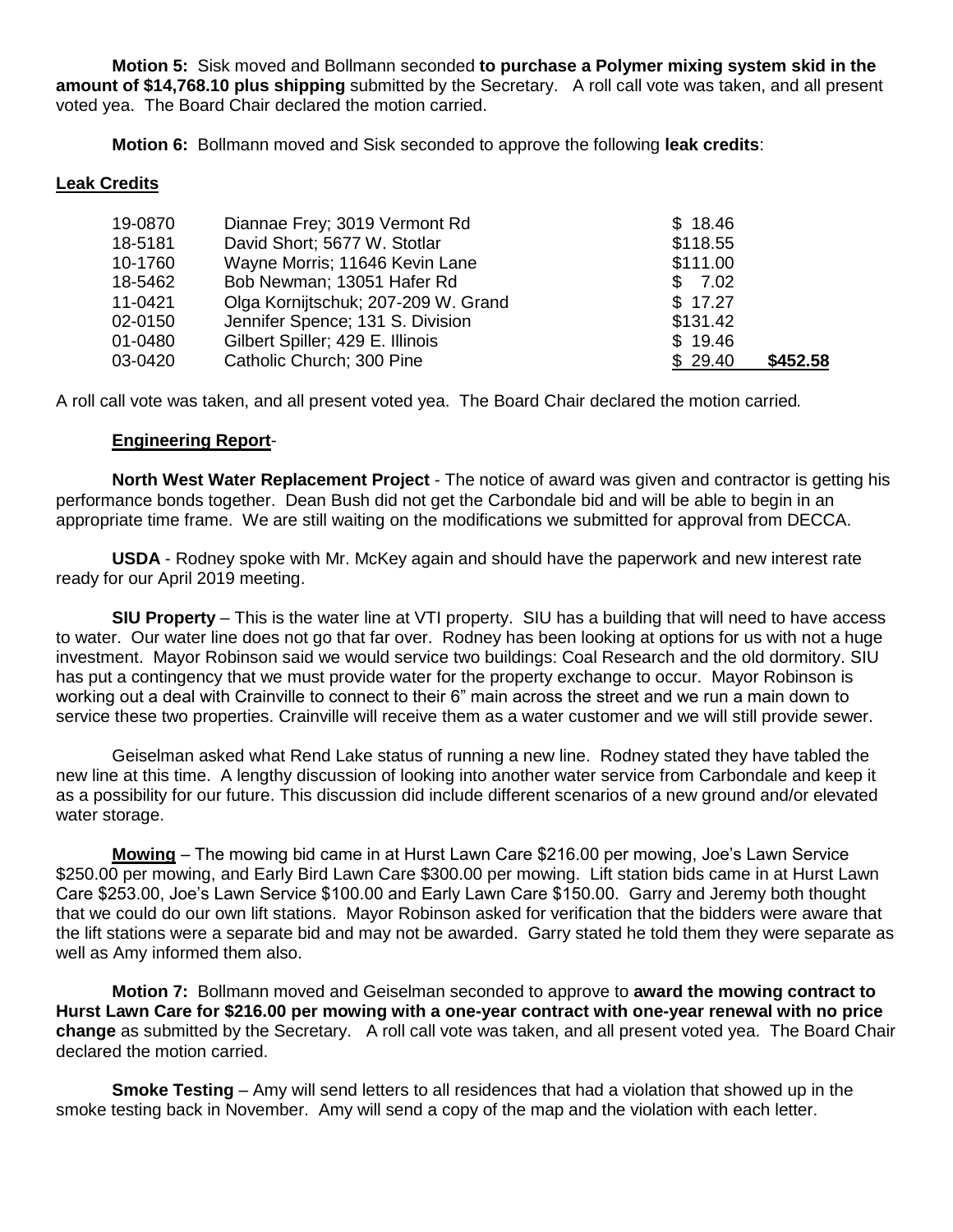**Motion 5:** Sisk moved and Bollmann seconded **to purchase a Polymer mixing system skid in the amount of $14,768.10 plus shipping** submitted by the Secretary. A roll call vote was taken, and all present voted yea. The Board Chair declared the motion carried.

**Motion 6:** Bollmann moved and Sisk seconded to approve the following **leak credits**:

**Leak Credits**

| | | | |
|---|---|---|---|
| 19-0870 | Diannae Frey; 3019 Vermont Rd | $ 18.46 | |
| 18-5181 | David Short; 5677 W. Stotlar | $118.55 | |
| 10-1760 | Wayne Morris; 11646 Kevin Lane | $111.00 | |
| 18-5462 | Bob Newman; 13051 Hafer Rd | $ 7.02 | |
| 11-0421 | Olga Kornijtschuk; 207-209 W. Grand | $ 17.27 | |
| 02-0150 | Jennifer Spence; 131 S. Division | $131.42 | |
| 01-0480 | Gilbert Spiller; 429 E. Illinois | $ 19.46 | |
| 03-0420 | Catholic Church; 300 Pine | $ 29.40 | **$452.58** |

A roll call vote was taken, and all present voted yea. The Board Chair declared the motion carried*.*

**Engineering Report**-

**North West Water Replacement Project** - The notice of award was given and contractor is getting his performance bonds together. Dean Bush did not get the Carbondale bid and will be able to begin in an appropriate time frame. We are still waiting on the modifications we submitted for approval from DECCA.

**USDA** - Rodney spoke with Mr. McKey again and should have the paperwork and new interest rate ready for our April 2019 meeting.

**SIU Property** – This is the water line at VTI property. SIU has a building that will need to have access to water. Our water line does not go that far over. Rodney has been looking at options for us with not a huge investment. Mayor Robinson said we would service two buildings: Coal Research and the old dormitory. SIU has put a contingency that we must provide water for the property exchange to occur. Mayor Robinson is working out a deal with Crainville to connect to their 6" main across the street and we run a main down to service these two properties. Crainville will receive them as a water customer and we will still provide sewer.

Geiselman asked what Rend Lake status of running a new line. Rodney stated they have tabled the new line at this time. A lengthy discussion of looking into another water service from Carbondale and keep it as a possibility for our future. This discussion did include different scenarios of a new ground and/or elevated water storage.

**Mowing** – The mowing bid came in at Hurst Lawn Care $216.00 per mowing, Joe's Lawn Service $250.00 per mowing, and Early Bird Lawn Care $300.00 per mowing. Lift station bids came in at Hurst Lawn Care $253.00, Joe's Lawn Service $100.00 and Early Lawn Care $150.00. Garry and Jeremy both thought that we could do our own lift stations. Mayor Robinson asked for verification that the bidders were aware that the lift stations were a separate bid and may not be awarded. Garry stated he told them they were separate as well as Amy informed them also.

**Motion 7:** Bollmann moved and Geiselman seconded to approve to **award the mowing contract to Hurst Lawn Care for $216.00 per mowing with a one-year contract with one-year renewal with no price change** as submitted by the Secretary. A roll call vote was taken, and all present voted yea. The Board Chair declared the motion carried.

**Smoke Testing** – Amy will send letters to all residences that had a violation that showed up in the smoke testing back in November. Amy will send a copy of the map and the violation with each letter.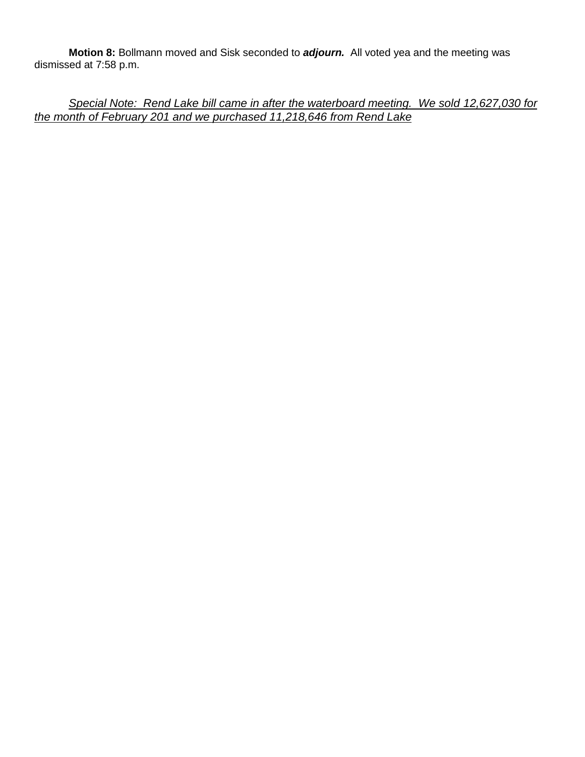**Motion 8:** Bollmann moved and Sisk seconded to ***adjourn.*** All voted yea and the meeting was dismissed at 7:58 p.m.

*Special Note: Rend Lake bill came in after the waterboard meeting. We sold 12,627,030 for the month of February 201 and we purchased 11,218,646 from Rend Lake*